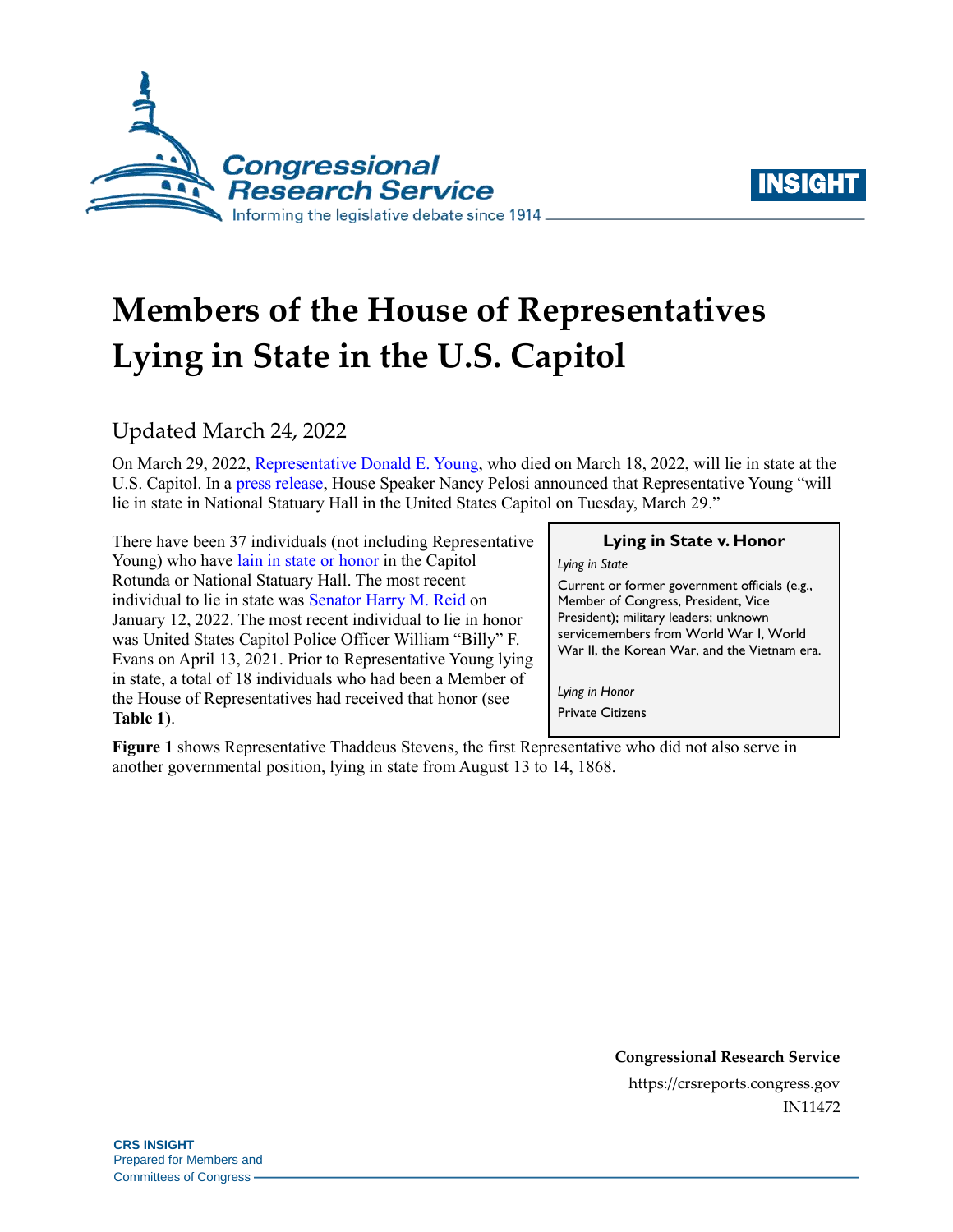# Members of the House of Representatives Lying in State in the U.S. Capitol

Updated March 24, 2022

On March 29, 2022, Representative Donald E. Young, who died on March 18, 2022, will lie in state at the U.S. Capitol. In a press release, House Speaker Nancy Pelosi announced that Representative Young "will lie in state in National Statuary Hall in the United States Capitol on Tuesday, March 29."

There have been 37 individuals (not including Representative Young) who have lain in state or honor in the Capitol Rotunda or National Statuary Hall. The most recent individual to lie in state was Senator Harry M. Reid on January 12, 2022. The most recent individual to lie in honor was United States Capitol Police Officer William "Billy" F. Evans on April 13, 2021. Prior to Representative Young lying in state, a total of 18 individuals who had been a Member of the House of Representatives had received that honor (see **Table 1**).

> **Lying in State v. Honor**
>
> *Lying in State*
>
> Current or former government officials (e.g., Member of Congress, President, Vice President); military leaders; unknown servicemembers from World War I, World War II, the Korean War, and the Vietnam era.
>
> *Lying in Honor*
>
> Private Citizens

**Figure 1** shows Representative Thaddeus Stevens, the first Representative who did not also serve in another governmental position, lying in state from August 13 to 14, 1868.

**Congressional Research Service**
https://crsreports.congress.gov
IN11472

**CRS INSIGHT**
Prepared for Members and
Committees of Congress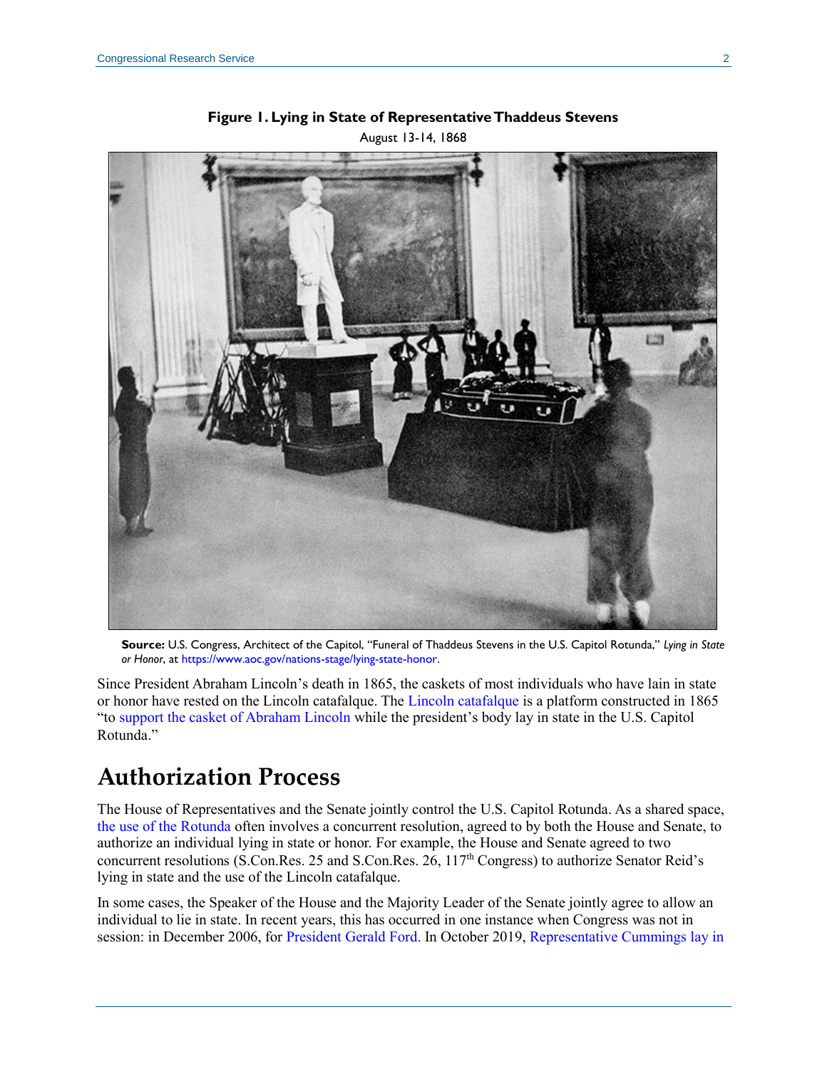**Figure 1. Lying in State of Representative Thaddeus Stevens**

August 13-14, 1868

**Source:** U.S. Congress, Architect of the Capitol, "Funeral of Thaddeus Stevens in the U.S. Capitol Rotunda," *Lying in State or Honor*, at https://www.aoc.gov/nations-stage/lying-state-honor.

Since President Abraham Lincoln's death in 1865, the caskets of most individuals who have lain in state or honor have rested on the Lincoln catafalque. The Lincoln catafalque is a platform constructed in 1865 "to support the casket of Abraham Lincoln while the president's body lay in state in the U.S. Capitol Rotunda."

## Authorization Process

The House of Representatives and the Senate jointly control the U.S. Capitol Rotunda. As a shared space, the use of the Rotunda often involves a concurrent resolution, agreed to by both the House and Senate, to authorize an individual lying in state or honor. For example, the House and Senate agreed to two concurrent resolutions (S.Con.Res. 25 and S.Con.Res. 26, 117th Congress) to authorize Senator Reid's lying in state and the use of the Lincoln catafalque.

In some cases, the Speaker of the House and the Majority Leader of the Senate jointly agree to allow an individual to lie in state. In recent years, this has occurred in one instance when Congress was not in session: in December 2006, for President Gerald Ford. In October 2019, Representative Cummings lay in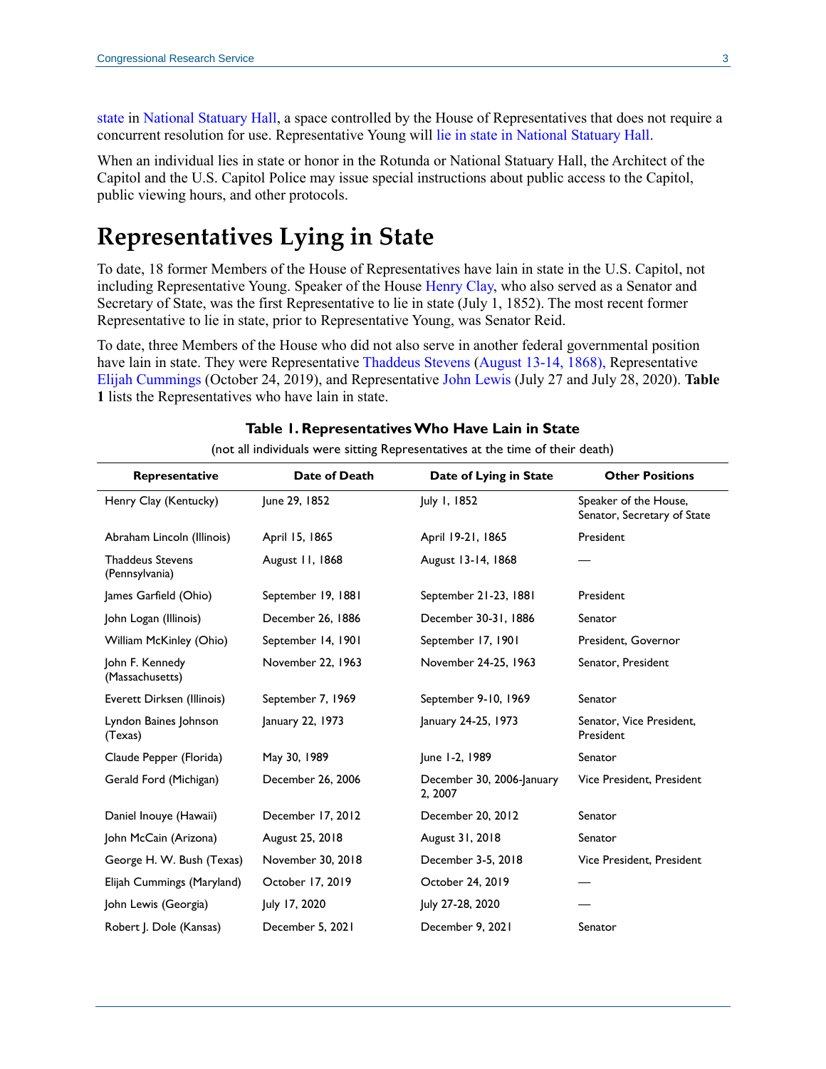state in National Statuary Hall, a space controlled by the House of Representatives that does not require a concurrent resolution for use. Representative Young will lie in state in National Statuary Hall.

When an individual lies in state or honor in the Rotunda or National Statuary Hall, the Architect of the Capitol and the U.S. Capitol Police may issue special instructions about public access to the Capitol, public viewing hours, and other protocols.

# Representatives Lying in State

To date, 18 former Members of the House of Representatives have lain in state in the U.S. Capitol, not including Representative Young. Speaker of the House Henry Clay, who also served as a Senator and Secretary of State, was the first Representative to lie in state (July 1, 1852). The most recent former Representative to lie in state, prior to Representative Young, was Senator Reid.

To date, three Members of the House who did not also serve in another federal governmental position have lain in state. They were Representative Thaddeus Stevens (August 13-14, 1868), Representative Elijah Cummings (October 24, 2019), and Representative John Lewis (July 27 and July 28, 2020). **Table 1** lists the Representatives who have lain in state.

**Table 1. Representatives Who Have Lain in State**

(not all individuals were sitting Representatives at the time of their death)

| Representative | Date of Death | Date of Lying in State | Other Positions |
|---|---|---|---|
| Henry Clay (Kentucky) | June 29, 1852 | July 1, 1852 | Speaker of the House, Senator, Secretary of State |
| Abraham Lincoln (Illinois) | April 15, 1865 | April 19-21, 1865 | President |
| Thaddeus Stevens (Pennsylvania) | August 11, 1868 | August 13-14, 1868 | — |
| James Garfield (Ohio) | September 19, 1881 | September 21-23, 1881 | President |
| John Logan (Illinois) | December 26, 1886 | December 30-31, 1886 | Senator |
| William McKinley (Ohio) | September 14, 1901 | September 17, 1901 | President, Governor |
| John F. Kennedy (Massachusetts) | November 22, 1963 | November 24-25, 1963 | Senator, President |
| Everett Dirksen (Illinois) | September 7, 1969 | September 9-10, 1969 | Senator |
| Lyndon Baines Johnson (Texas) | January 22, 1973 | January 24-25, 1973 | Senator, Vice President, President |
| Claude Pepper (Florida) | May 30, 1989 | June 1-2, 1989 | Senator |
| Gerald Ford (Michigan) | December 26, 2006 | December 30, 2006-January 2, 2007 | Vice President, President |
| Daniel Inouye (Hawaii) | December 17, 2012 | December 20, 2012 | Senator |
| John McCain (Arizona) | August 25, 2018 | August 31, 2018 | Senator |
| George H. W. Bush (Texas) | November 30, 2018 | December 3-5, 2018 | Vice President, President |
| Elijah Cummings (Maryland) | October 17, 2019 | October 24, 2019 | — |
| John Lewis (Georgia) | July 17, 2020 | July 27-28, 2020 | — |
| Robert J. Dole (Kansas) | December 5, 2021 | December 9, 2021 | Senator |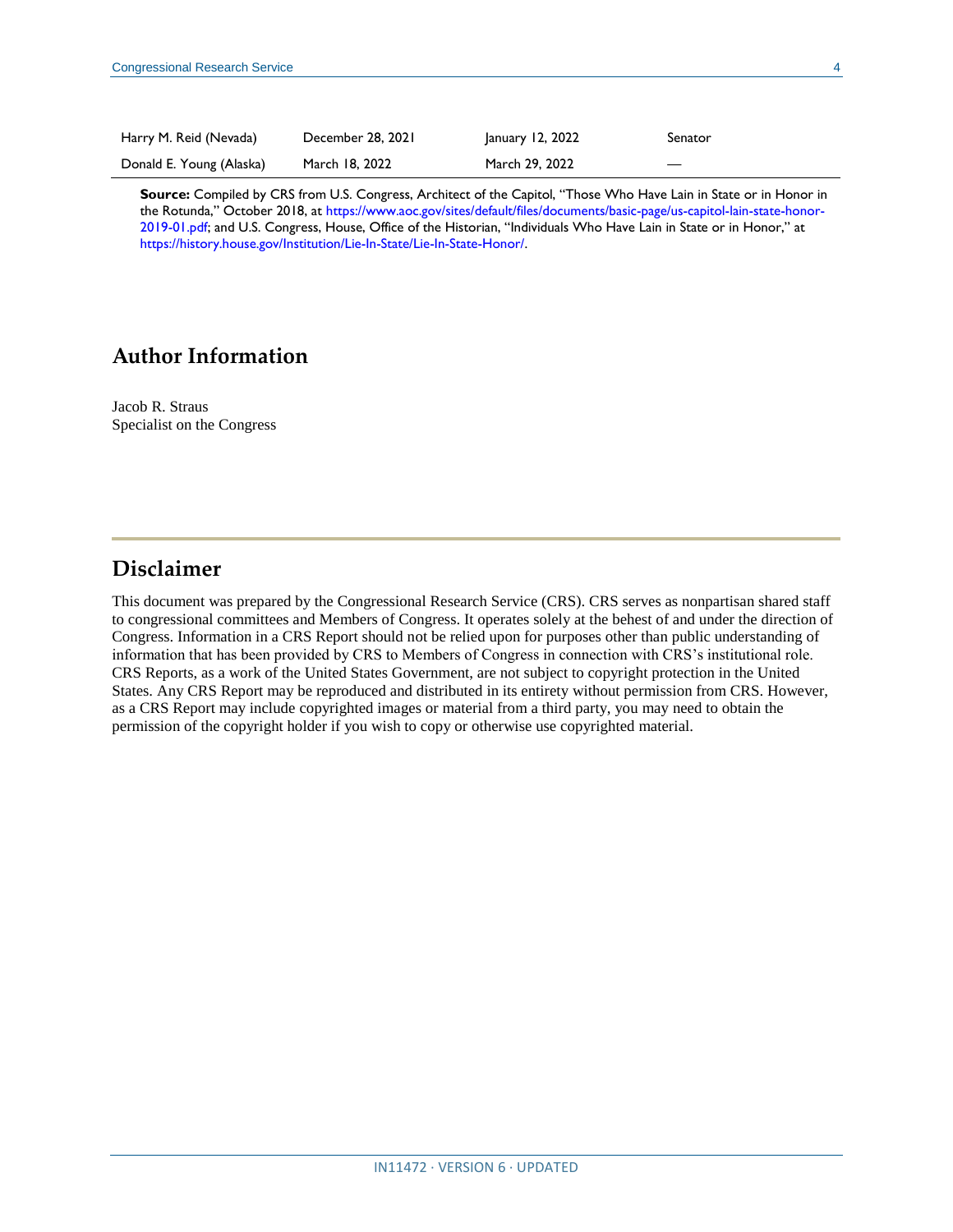| | | | |
|---|---|---|---|
| Harry M. Reid (Nevada) | December 28, 2021 | January 12, 2022 | Senator |
| Donald E. Young (Alaska) | March 18, 2022 | March 29, 2022 | — |

**Source:** Compiled by CRS from U.S. Congress, Architect of the Capitol, "Those Who Have Lain in State or in Honor in the Rotunda," October 2018, at https://www.aoc.gov/sites/default/files/documents/basic-page/us-capitol-lain-state-honor-2019-01.pdf; and U.S. Congress, House, Office of the Historian, "Individuals Who Have Lain in State or in Honor," at https://history.house.gov/Institution/Lie-In-State/Lie-In-State-Honor/.

## Author Information

Jacob R. Straus
Specialist on the Congress

## Disclaimer

This document was prepared by the Congressional Research Service (CRS). CRS serves as nonpartisan shared staff to congressional committees and Members of Congress. It operates solely at the behest of and under the direction of Congress. Information in a CRS Report should not be relied upon for purposes other than public understanding of information that has been provided by CRS to Members of Congress in connection with CRS's institutional role. CRS Reports, as a work of the United States Government, are not subject to copyright protection in the United States. Any CRS Report may be reproduced and distributed in its entirety without permission from CRS. However, as a CRS Report may include copyrighted images or material from a third party, you may need to obtain the permission of the copyright holder if you wish to copy or otherwise use copyrighted material.